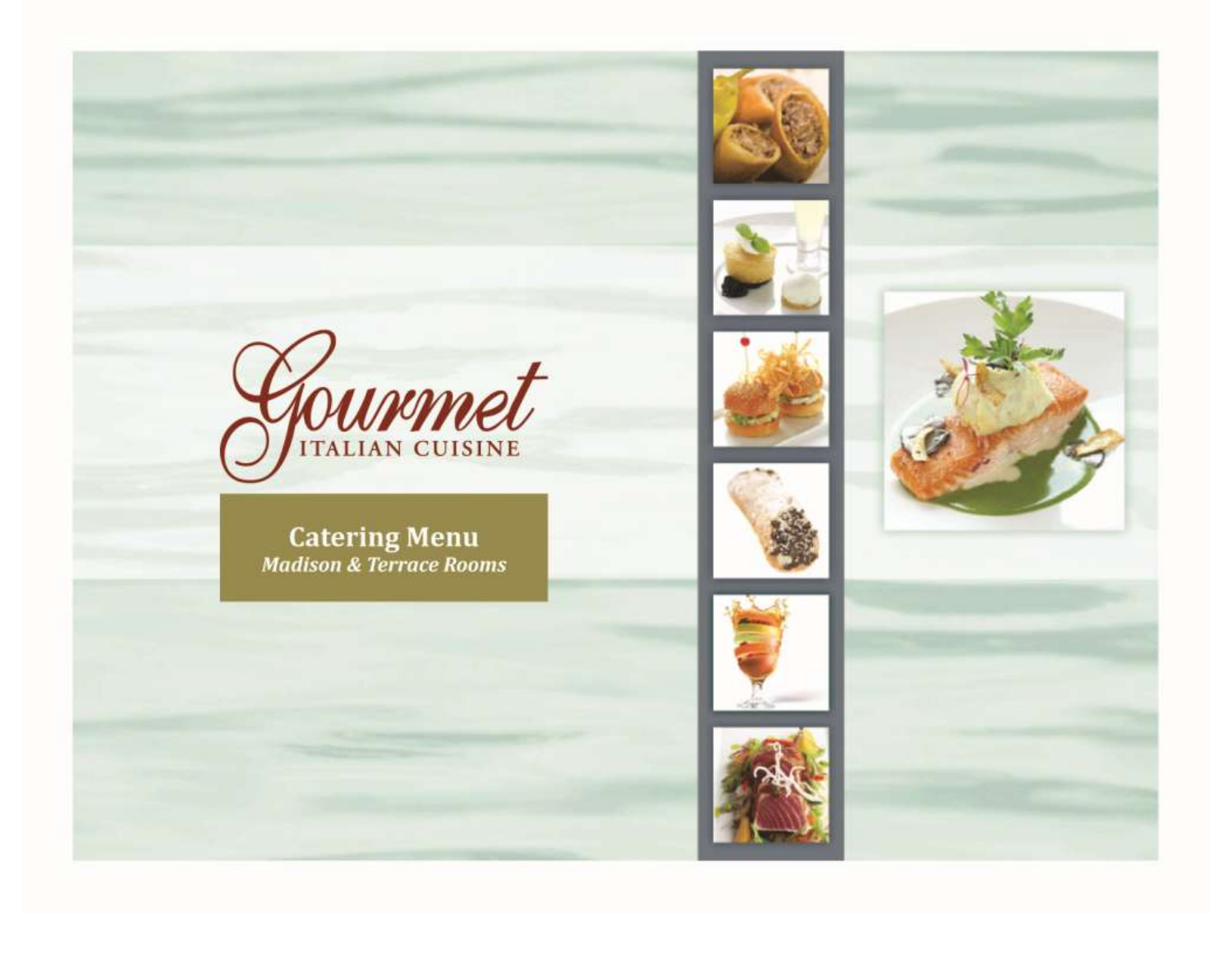# Gourmet

ITALIAN CUISINE

## Catering Menu

***Madison & Terrace Rooms***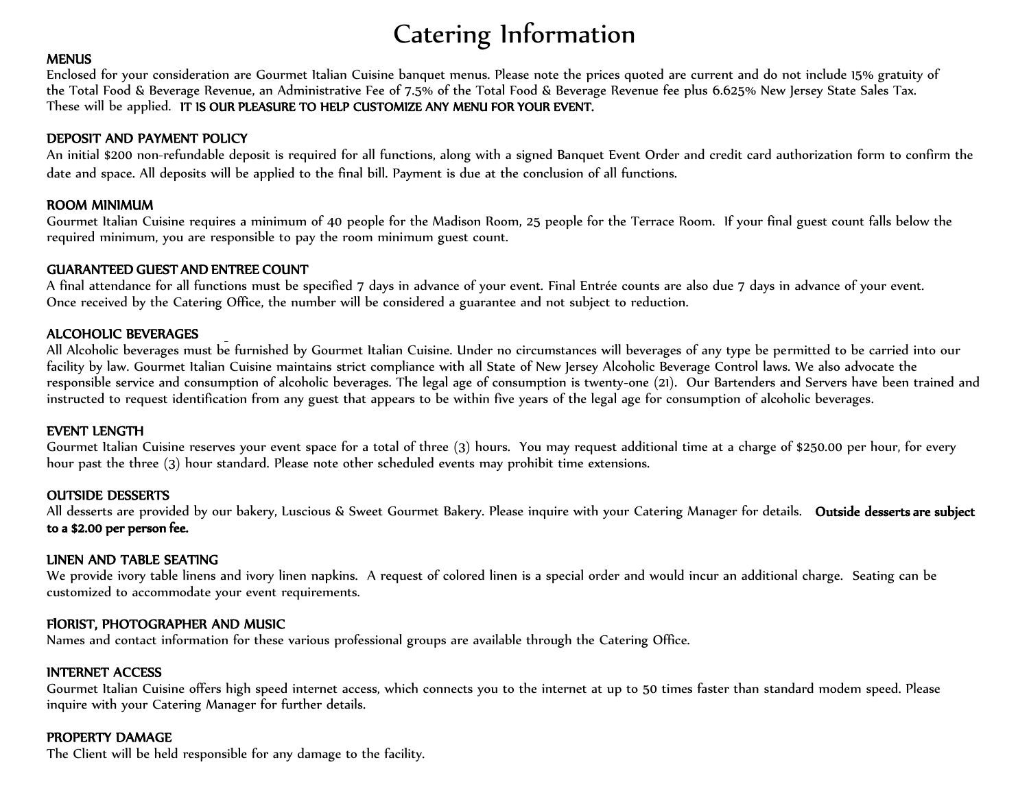# Catering Information

## MENUS

Enclosed for your consideration are Gourmet Italian Cuisine banquet menus. Please note the prices quoted are current and do not include 15% gratuity of the Total Food & Beverage Revenue, an Administrative Fee of 7.5% of the Total Food & Beverage Revenue fee plus 6.625% New Jersey State Sales Tax. These will be applied. **IT IS OUR PLEASURE TO HELP CUSTOMIZE ANY MENU FOR YOUR EVENT.**

## DEPOSIT AND PAYMENT POLICY

An initial $200 non-refundable deposit is required for all functions, along with a signed Banquet Event Order and credit card authorization form to confirm the date and space. All deposits will be applied to the final bill. Payment is due at the conclusion of all functions.

## ROOM MINIMUM

Gourmet Italian Cuisine requires a minimum of 40 people for the Madison Room, 25 people for the Terrace Room. If your final guest count falls below the required minimum, you are responsible to pay the room minimum guest count.

## GUARANTEED GUEST AND ENTREE COUNT

A final attendance for all functions must be specified 7 days in advance of your event. Final Entrée counts are also due 7 days in advance of your event. Once received by the Catering Office, the number will be considered a guarantee and not subject to reduction.

## ALCOHOLIC BEVERAGES

All Alcoholic beverages must be furnished by Gourmet Italian Cuisine. Under no circumstances will beverages of any type be permitted to be carried into our facility by law. Gourmet Italian Cuisine maintains strict compliance with all State of New Jersey Alcoholic Beverage Control laws. We also advocate the responsible service and consumption of alcoholic beverages. The legal age of consumption is twenty-one (21). Our Bartenders and Servers have been trained and instructed to request identification from any guest that appears to be within five years of the legal age for consumption of alcoholic beverages.

## EVENT LENGTH

Gourmet Italian Cuisine reserves your event space for a total of three (3) hours. You may request additional time at a charge of $250.00 per hour, for every hour past the three (3) hour standard. Please note other scheduled events may prohibit time extensions.

## OUTSIDE DESSERTS

All desserts are provided by our bakery, Luscious & Sweet Gourmet Bakery. Please inquire with your Catering Manager for details. **Outside desserts are subject to a $2.00 per person fee.**

## LINEN AND TABLE SEATING

We provide ivory table linens and ivory linen napkins. A request of colored linen is a special order and would incur an additional charge. Seating can be customized to accommodate your event requirements.

## FlORIST, PHOTOGRAPHER AND MUSIC

Names and contact information for these various professional groups are available through the Catering Office.

## INTERNET ACCESS

Gourmet Italian Cuisine offers high speed internet access, which connects you to the internet at up to 50 times faster than standard modem speed. Please inquire with your Catering Manager for further details.

## PROPERTY DAMAGE

The Client will be held responsible for any damage to the facility.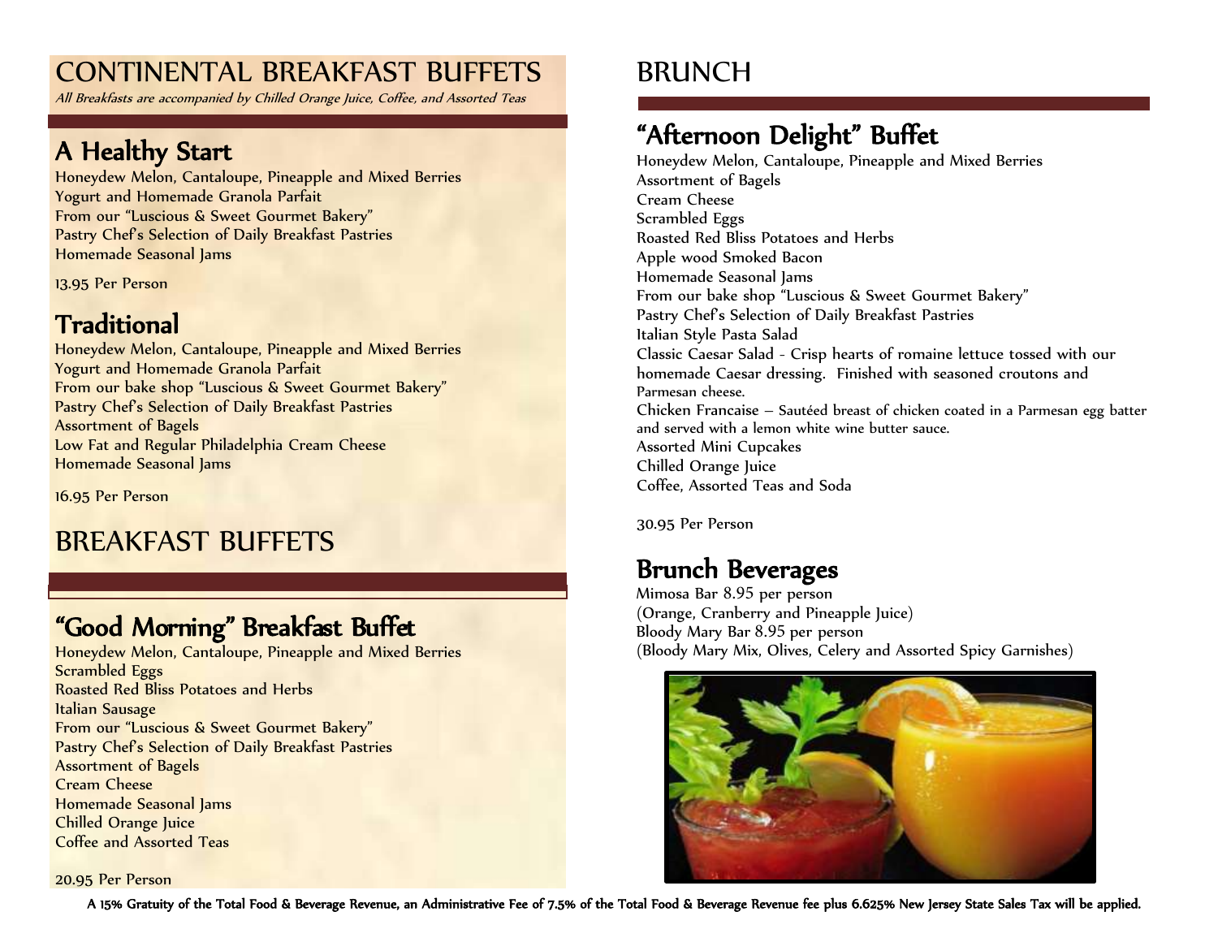# CONTINENTAL BREAKFAST BUFFETS

*All Breakfasts are accompanied by Chilled Orange Juice, Coffee, and Assorted Teas*

## A Healthy Start

Honeydew Melon, Cantaloupe, Pineapple and Mixed Berries
Yogurt and Homemade Granola Parfait
From our "Luscious & Sweet Gourmet Bakery"
Pastry Chef's Selection of Daily Breakfast Pastries
Homemade Seasonal Jams

13.95 Per Person

## Traditional

Honeydew Melon, Cantaloupe, Pineapple and Mixed Berries
Yogurt and Homemade Granola Parfait
From our bake shop "Luscious & Sweet Gourmet Bakery"
Pastry Chef's Selection of Daily Breakfast Pastries
Assortment of Bagels
Low Fat and Regular Philadelphia Cream Cheese
Homemade Seasonal Jams

16.95 Per Person

# BREAKFAST BUFFETS

## "Good Morning" Breakfast Buffet

Honeydew Melon, Cantaloupe, Pineapple and Mixed Berries
Scrambled Eggs
Roasted Red Bliss Potatoes and Herbs
Italian Sausage
From our "Luscious & Sweet Gourmet Bakery"
Pastry Chef's Selection of Daily Breakfast Pastries
Assortment of Bagels
Cream Cheese
Homemade Seasonal Jams
Chilled Orange Juice
Coffee and Assorted Teas

20.95 Per Person

# BRUNCH

## "Afternoon Delight" Buffet

Honeydew Melon, Cantaloupe, Pineapple and Mixed Berries
Assortment of Bagels
Cream Cheese
Scrambled Eggs
Roasted Red Bliss Potatoes and Herbs
Apple wood Smoked Bacon
Homemade Seasonal Jams
From our bake shop "Luscious & Sweet Gourmet Bakery"
Pastry Chef's Selection of Daily Breakfast Pastries
Italian Style Pasta Salad
Classic Caesar Salad - Crisp hearts of romaine lettuce tossed with our homemade Caesar dressing. Finished with seasoned croutons and Parmesan cheese.
Chicken Francaise – Sautéed breast of chicken coated in a Parmesan egg batter and served with a lemon white wine butter sauce.
Assorted Mini Cupcakes
Chilled Orange Juice
Coffee, Assorted Teas and Soda

30.95 Per Person

## Brunch Beverages

Mimosa Bar 8.95 per person
(Orange, Cranberry and Pineapple Juice)
Bloody Mary Bar 8.95 per person
(Bloody Mary Mix, Olives, Celery and Assorted Spicy Garnishes)

**A 15% Gratuity of the Total Food & Beverage Revenue, an Administrative Fee of 7.5% of the Total Food & Beverage Revenue fee plus 6.625% New Jersey State Sales Tax will be applied.**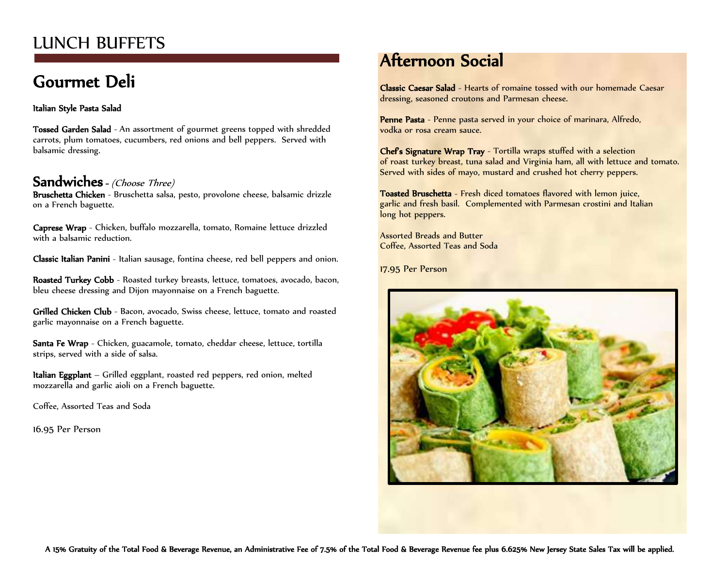# LUNCH BUFFETS

## Gourmet Deli

**Italian Style Pasta Salad**

**Tossed Garden Salad** - An assortment of gourmet greens topped with shredded carrots, plum tomatoes, cucumbers, red onions and bell peppers. Served with balsamic dressing.

### Sandwiches - *(Choose Three)*

**Bruschetta Chicken** - Bruschetta salsa, pesto, provolone cheese, balsamic drizzle on a French baguette.

**Caprese Wrap** - Chicken, buffalo mozzarella, tomato, Romaine lettuce drizzled with a balsamic reduction.

**Classic Italian Panini** - Italian sausage, fontina cheese, red bell peppers and onion.

**Roasted Turkey Cobb** - Roasted turkey breasts, lettuce, tomatoes, avocado, bacon, bleu cheese dressing and Dijon mayonnaise on a French baguette.

**Grilled Chicken Club** - Bacon, avocado, Swiss cheese, lettuce, tomato and roasted garlic mayonnaise on a French baguette.

**Santa Fe Wrap** - Chicken, guacamole, tomato, cheddar cheese, lettuce, tortilla strips, served with a side of salsa.

**Italian Eggplant** – Grilled eggplant, roasted red peppers, red onion, melted mozzarella and garlic aioli on a French baguette.

Coffee, Assorted Teas and Soda

16.95 Per Person

## Afternoon Social

**Classic Caesar Salad** - Hearts of romaine tossed with our homemade Caesar dressing, seasoned croutons and Parmesan cheese.

**Penne Pasta** - Penne pasta served in your choice of marinara, Alfredo, vodka or rosa cream sauce.

**Chef's Signature Wrap Tray** - Tortilla wraps stuffed with a selection of roast turkey breast, tuna salad and Virginia ham, all with lettuce and tomato. Served with sides of mayo, mustard and crushed hot cherry peppers.

**Toasted Bruschetta** - Fresh diced tomatoes flavored with lemon juice, garlic and fresh basil. Complemented with Parmesan crostini and Italian long hot peppers.

Assorted Breads and Butter
Coffee, Assorted Teas and Soda

17.95 Per Person

**A 15% Gratuity of the Total Food & Beverage Revenue, an Administrative Fee of 7.5% of the Total Food & Beverage Revenue fee plus 6.625% New Jersey State Sales Tax will be applied.**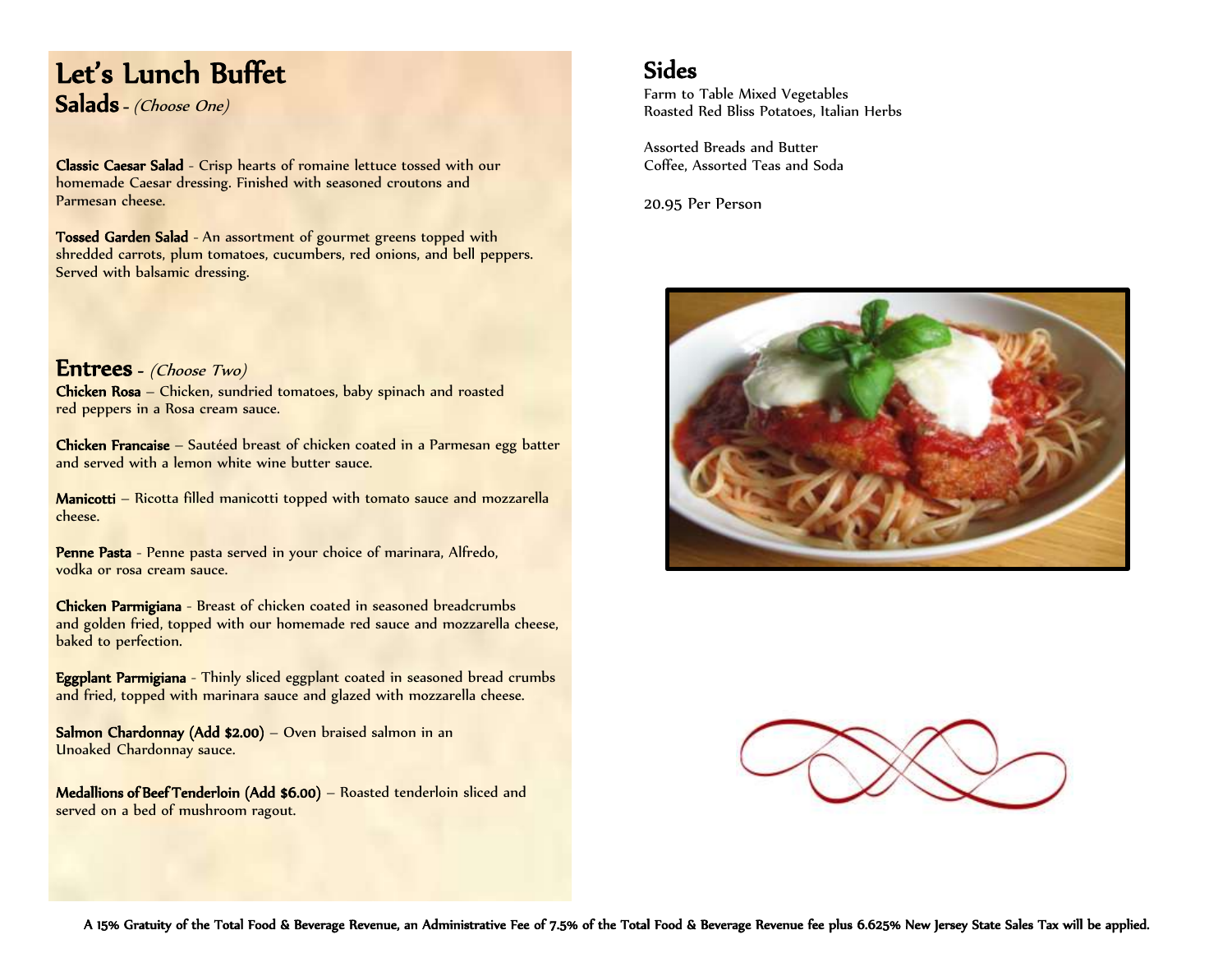# Let's Lunch Buffet

## Salads - *(Choose One)*

**Classic Caesar Salad** - Crisp hearts of romaine lettuce tossed with our homemade Caesar dressing. Finished with seasoned croutons and Parmesan cheese.

**Tossed Garden Salad** - An assortment of gourmet greens topped with shredded carrots, plum tomatoes, cucumbers, red onions, and bell peppers. Served with balsamic dressing.

## Entrees - *(Choose Two)*

**Chicken Rosa** – Chicken, sundried tomatoes, baby spinach and roasted red peppers in a Rosa cream sauce.

**Chicken Francaise** – Sautéed breast of chicken coated in a Parmesan egg batter and served with a lemon white wine butter sauce.

**Manicotti** – Ricotta filled manicotti topped with tomato sauce and mozzarella cheese.

**Penne Pasta** - Penne pasta served in your choice of marinara, Alfredo, vodka or rosa cream sauce.

**Chicken Parmigiana** - Breast of chicken coated in seasoned breadcrumbs and golden fried, topped with our homemade red sauce and mozzarella cheese, baked to perfection.

**Eggplant Parmigiana** - Thinly sliced eggplant coated in seasoned bread crumbs and fried, topped with marinara sauce and glazed with mozzarella cheese.

**Salmon Chardonnay (Add $2.00)** – Oven braised salmon in an Unoaked Chardonnay sauce.

**Medallions of Beef Tenderloin (Add $6.00)** – Roasted tenderloin sliced and served on a bed of mushroom ragout.

## Sides

Farm to Table Mixed Vegetables
Roasted Red Bliss Potatoes, Italian Herbs

Assorted Breads and Butter
Coffee, Assorted Teas and Soda

20.95 Per Person

**A 15% Gratuity of the Total Food & Beverage Revenue, an Administrative Fee of 7.5% of the Total Food & Beverage Revenue fee plus 6.625% New Jersey State Sales Tax will be applied.**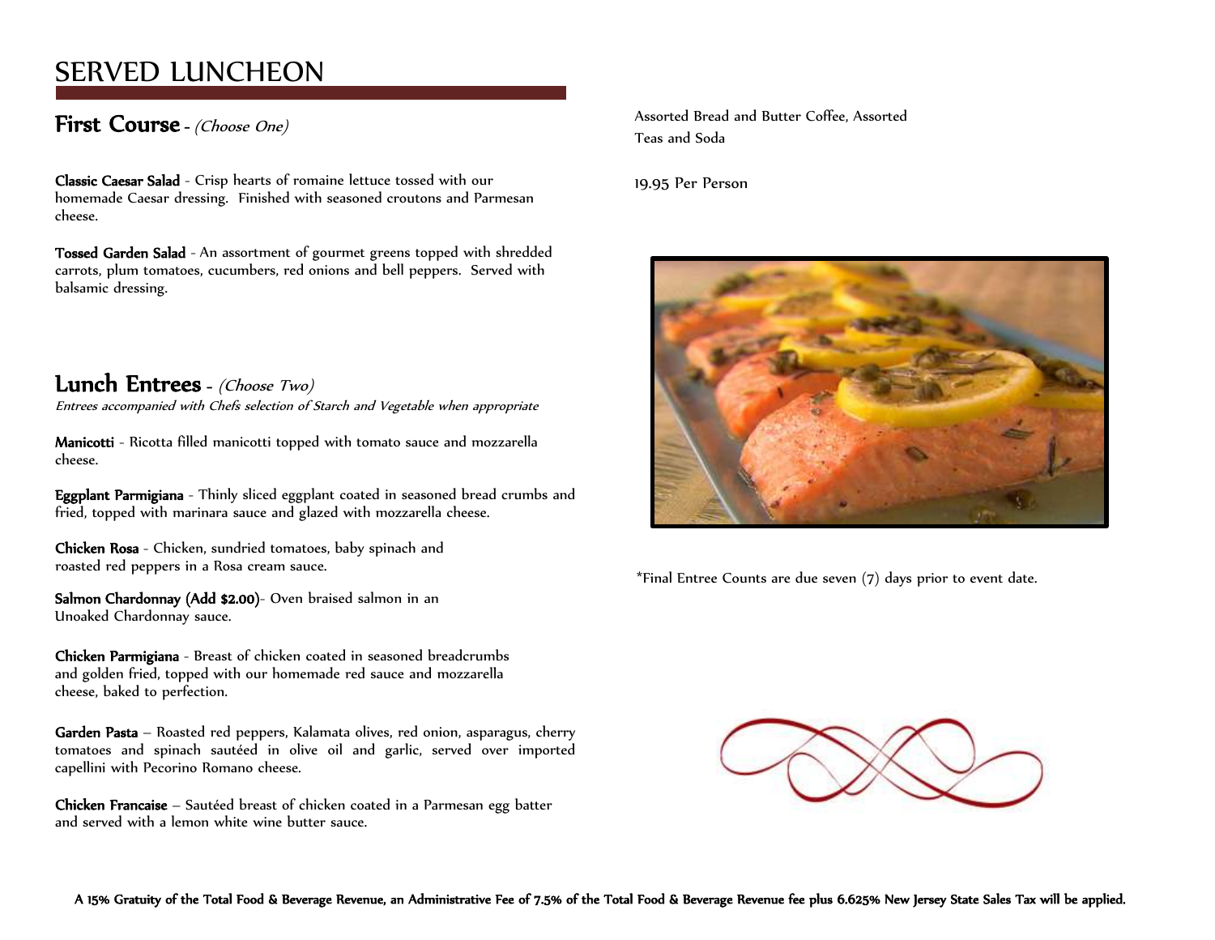# SERVED LUNCHEON

## First Course - *(Choose One)*

**Classic Caesar Salad** - Crisp hearts of romaine lettuce tossed with our homemade Caesar dressing. Finished with seasoned croutons and Parmesan cheese.

**Tossed Garden Salad** - An assortment of gourmet greens topped with shredded carrots, plum tomatoes, cucumbers, red onions and bell peppers. Served with balsamic dressing.

## Lunch Entrees - *(Choose Two)*

*Entrees accompanied with Chefs selection of Starch and Vegetable when appropriate*

**Manicotti** - Ricotta filled manicotti topped with tomato sauce and mozzarella cheese.

**Eggplant Parmigiana** - Thinly sliced eggplant coated in seasoned bread crumbs and fried, topped with marinara sauce and glazed with mozzarella cheese.

**Chicken Rosa** - Chicken, sundried tomatoes, baby spinach and roasted red peppers in a Rosa cream sauce.

**Salmon Chardonnay (Add $2.00)**- Oven braised salmon in an Unoaked Chardonnay sauce.

**Chicken Parmigiana** - Breast of chicken coated in seasoned breadcrumbs and golden fried, topped with our homemade red sauce and mozzarella cheese, baked to perfection.

**Garden Pasta** – Roasted red peppers, Kalamata olives, red onion, asparagus, cherry tomatoes and spinach sautéed in olive oil and garlic, served over imported capellini with Pecorino Romano cheese.

**Chicken Francaise** – Sautéed breast of chicken coated in a Parmesan egg batter and served with a lemon white wine butter sauce.

Assorted Bread and Butter Coffee, Assorted Teas and Soda

19.95 Per Person

*Final Entree Counts are due seven (7) days prior to event date.

**A 15% Gratuity of the Total Food & Beverage Revenue, an Administrative Fee of 7.5% of the Total Food & Beverage Revenue fee plus 6.625% New Jersey State Sales Tax will be applied.**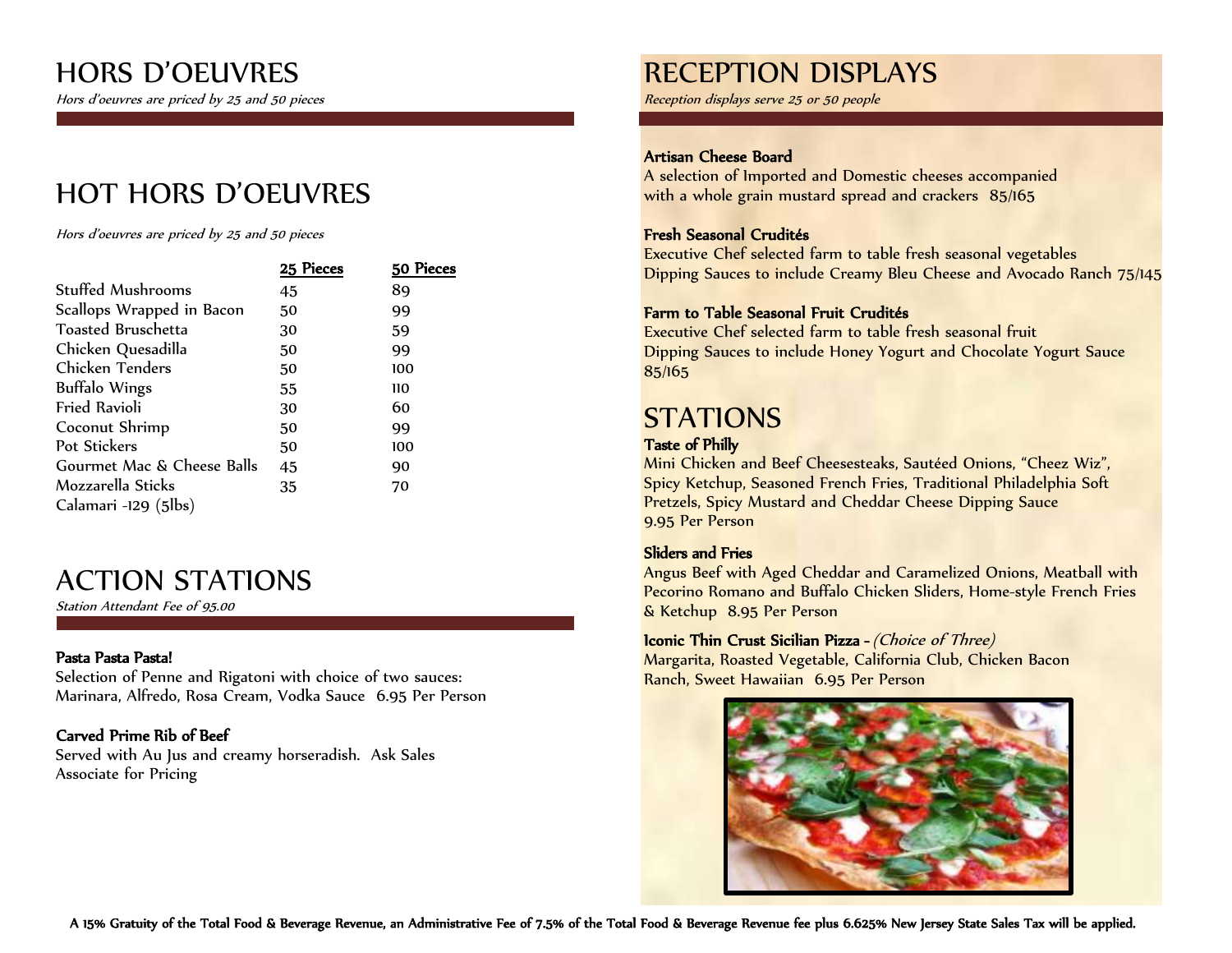# HORS D'OEUVRES

*Hors d'oeuvres are priced by 25 and 50 pieces*

## HOT HORS D'OEUVRES

*Hors d'oeuvres are priced by 25 and 50 pieces*

| | 25 Pieces | 50 Pieces |
|---|---|---|
| Stuffed Mushrooms | 45 | 89 |
| Scallops Wrapped in Bacon | 50 | 99 |
| Toasted Bruschetta | 30 | 59 |
| Chicken Quesadilla | 50 | 99 |
| Chicken Tenders | 50 | 100 |
| Buffalo Wings | 55 | 110 |
| Fried Ravioli | 30 | 60 |
| Coconut Shrimp | 50 | 99 |
| Pot Stickers | 50 | 100 |
| Gourmet Mac & Cheese Balls | 45 | 90 |
| Mozzarella Sticks | 35 | 70 |
| Calamari -129 (5lbs) | | |

## ACTION STATIONS

*Station Attendant Fee of 95.00*

**Pasta Pasta Pasta!**
Selection of Penne and Rigatoni with choice of two sauces: Marinara, Alfredo, Rosa Cream, Vodka Sauce 6.95 Per Person

**Carved Prime Rib of Beef**
Served with Au Jus and creamy horseradish. Ask Sales Associate for Pricing

# RECEPTION DISPLAYS

*Reception displays serve 25 or 50 people*

**Artisan Cheese Board**
A selection of Imported and Domestic cheeses accompanied with a whole grain mustard spread and crackers 85/165

**Fresh Seasonal Crudités**
Executive Chef selected farm to table fresh seasonal vegetables
Dipping Sauces to include Creamy Bleu Cheese and Avocado Ranch 75/145

**Farm to Table Seasonal Fruit Crudités**
Executive Chef selected farm to table fresh seasonal fruit
Dipping Sauces to include Honey Yogurt and Chocolate Yogurt Sauce 85/165

# STATIONS

**Taste of Philly**
Mini Chicken and Beef Cheesesteaks, Sautéed Onions, "Cheez Wiz", Spicy Ketchup, Seasoned French Fries, Traditional Philadelphia Soft Pretzels, Spicy Mustard and Cheddar Cheese Dipping Sauce
9.95 Per Person

**Sliders and Fries**
Angus Beef with Aged Cheddar and Caramelized Onions, Meatball with Pecorino Romano and Buffalo Chicken Sliders, Home-style French Fries & Ketchup 8.95 Per Person

**Iconic Thin Crust Sicilian Pizza -** *(Choice of Three)*
Margarita, Roasted Vegetable, California Club, Chicken Bacon Ranch, Sweet Hawaiian 6.95 Per Person

**A 15% Gratuity of the Total Food & Beverage Revenue, an Administrative Fee of 7.5% of the Total Food & Beverage Revenue fee plus 6.625% New Jersey State Sales Tax will be applied.**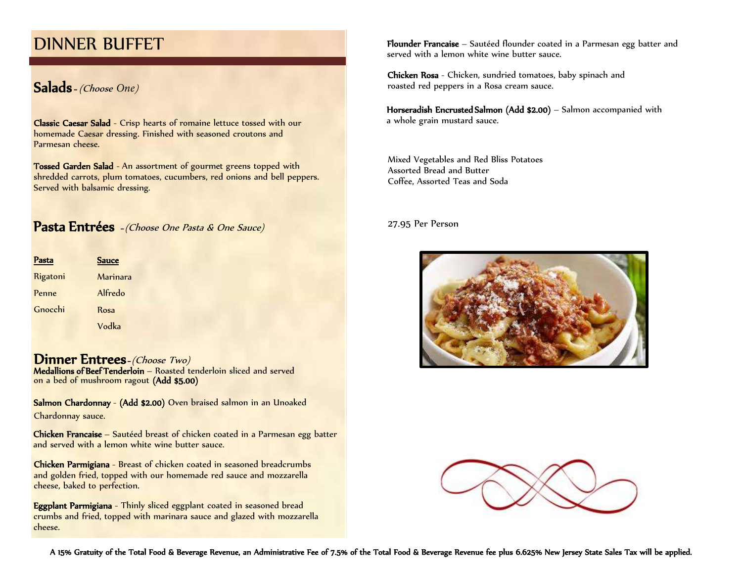# DINNER BUFFET

## Salads - *(Choose One)*

**Classic Caesar Salad** - Crisp hearts of romaine lettuce tossed with our homemade Caesar dressing. Finished with seasoned croutons and Parmesan cheese.

**Tossed Garden Salad** - An assortment of gourmet greens topped with shredded carrots, plum tomatoes, cucumbers, red onions and bell peppers. Served with balsamic dressing.

## Pasta Entrées - *(Choose One Pasta & One Sauce)*

| Pasta | Sauce |
| --- | --- |
| Rigatoni | Marinara |
| Penne | Alfredo |
| Gnocchi | Rosa |
| | Vodka |

## Dinner Entrees - *(Choose Two)*

**Medallions of Beef Tenderloin** – Roasted tenderloin sliced and served on a bed of mushroom ragout **(Add $5.00)**

**Salmon Chardonnay** - **(Add $2.00)** Oven braised salmon in an Unoaked Chardonnay sauce.

**Chicken Francaise** – Sautéed breast of chicken coated in a Parmesan egg batter and served with a lemon white wine butter sauce.

**Chicken Parmigiana** - Breast of chicken coated in seasoned breadcrumbs and golden fried, topped with our homemade red sauce and mozzarella cheese, baked to perfection.

**Eggplant Parmigiana** - Thinly sliced eggplant coated in seasoned bread crumbs and fried, topped with marinara sauce and glazed with mozzarella cheese.

**Flounder Francaise** – Sautéed flounder coated in a Parmesan egg batter and served with a lemon white wine butter sauce.

**Chicken Rosa** - Chicken, sundried tomatoes, baby spinach and roasted red peppers in a Rosa cream sauce.

**Horseradish Encrusted Salmon (Add $2.00)** – Salmon accompanied with a whole grain mustard sauce.

Mixed Vegetables and Red Bliss Potatoes
Assorted Bread and Butter
Coffee, Assorted Teas and Soda

27.95 Per Person

**A 15% Gratuity of the Total Food & Beverage Revenue, an Administrative Fee of 7.5% of the Total Food & Beverage Revenue fee plus 6.625% New Jersey State Sales Tax will be applied.**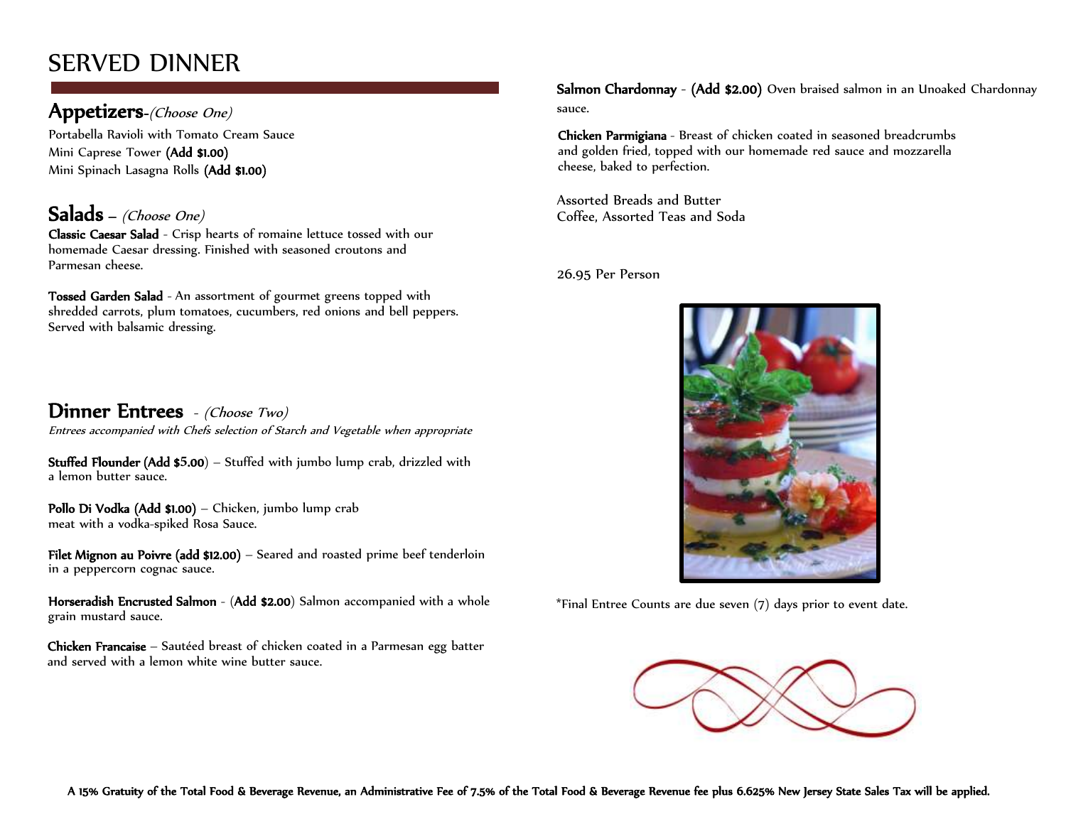# SERVED DINNER

## Appetizers-*(Choose One)*

Portabella Ravioli with Tomato Cream Sauce
Mini Caprese Tower **(Add $1.00)**
Mini Spinach Lasagna Rolls **(Add $1.00)**

## Salads – *(Choose One)*

**Classic Caesar Salad** - Crisp hearts of romaine lettuce tossed with our homemade Caesar dressing. Finished with seasoned croutons and Parmesan cheese.

**Tossed Garden Salad** - An assortment of gourmet greens topped with shredded carrots, plum tomatoes, cucumbers, red onions and bell peppers. Served with balsamic dressing.

## Dinner Entrees - *(Choose Two)*

*Entrees accompanied with Chefs selection of Starch and Vegetable when appropriate*

**Stuffed Flounder (Add $5.00**) – Stuffed with jumbo lump crab, drizzled with a lemon butter sauce.

**Pollo Di Vodka (Add $1.00)** – Chicken, jumbo lump crab meat with a vodka-spiked Rosa Sauce.

**Filet Mignon au Poivre (add $12.00)** – Seared and roasted prime beef tenderloin in a peppercorn cognac sauce.

**Horseradish Encrusted Salmon** - (**Add $2.00**) Salmon accompanied with a whole grain mustard sauce.

**Chicken Francaise** – Sautéed breast of chicken coated in a Parmesan egg batter and served with a lemon white wine butter sauce.

**Salmon Chardonnay** - **(Add $2.00)** Oven braised salmon in an Unoaked Chardonnay sauce.

**Chicken Parmigiana** - Breast of chicken coated in seasoned breadcrumbs and golden fried, topped with our homemade red sauce and mozzarella cheese, baked to perfection.

Assorted Breads and Butter
Coffee, Assorted Teas and Soda

26.95 Per Person

*Final Entree Counts are due seven (7) days prior to event date.

**A 15% Gratuity of the Total Food & Beverage Revenue, an Administrative Fee of 7.5% of the Total Food & Beverage Revenue fee plus 6.625% New Jersey State Sales Tax will be applied.**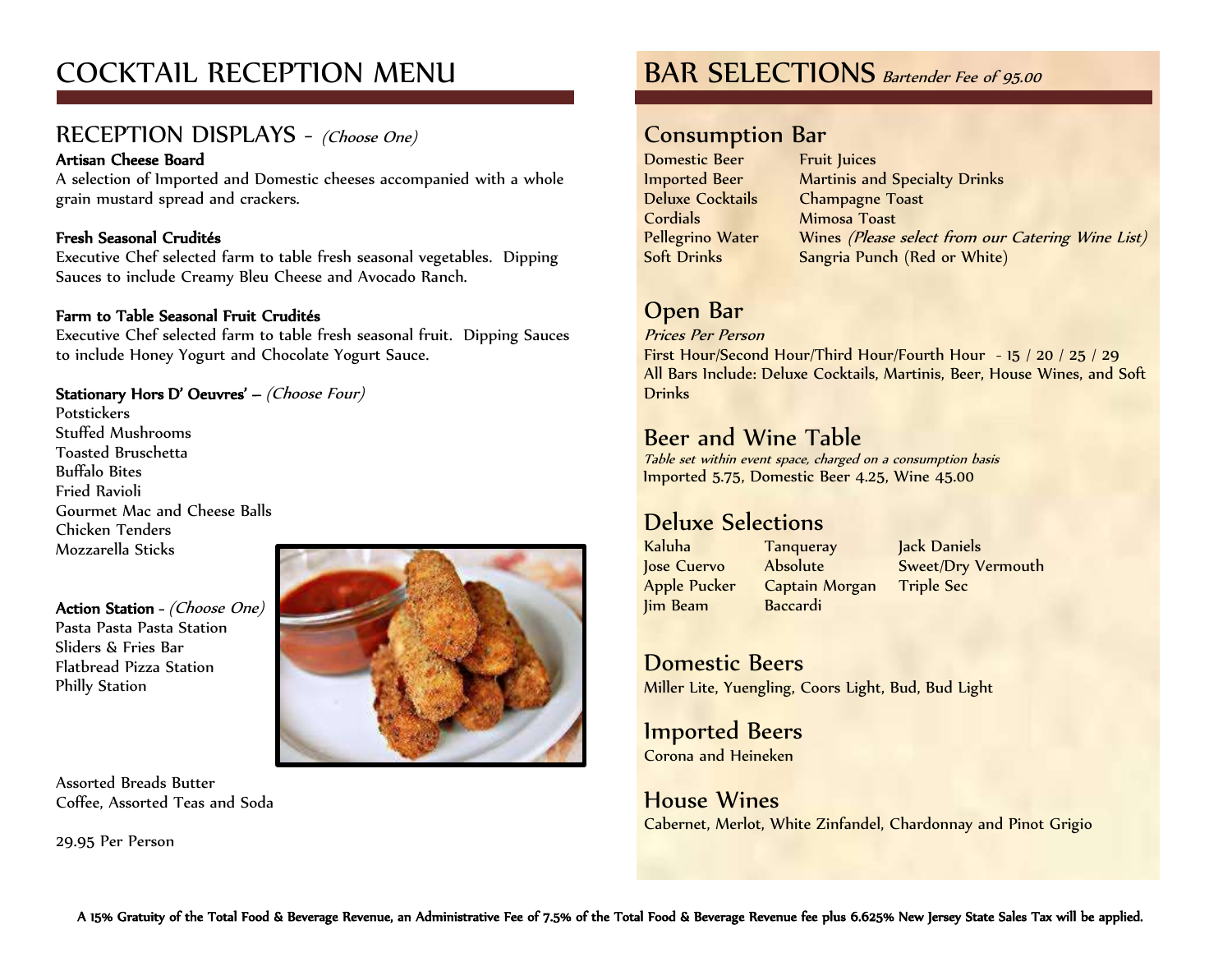# COCKTAIL RECEPTION MENU

## RECEPTION DISPLAYS - *(Choose One)*

**Artisan Cheese Board**
A selection of Imported and Domestic cheeses accompanied with a whole grain mustard spread and crackers.

**Fresh Seasonal Crudités**
Executive Chef selected farm to table fresh seasonal vegetables. Dipping Sauces to include Creamy Bleu Cheese and Avocado Ranch.

**Farm to Table Seasonal Fruit Crudités**
Executive Chef selected farm to table fresh seasonal fruit. Dipping Sauces to include Honey Yogurt and Chocolate Yogurt Sauce.

**Stationary Hors D' Oeuvres' –** *(Choose Four)*
Potstickers
Stuffed Mushrooms
Toasted Bruschetta
Buffalo Bites
Fried Ravioli
Gourmet Mac and Cheese Balls
Chicken Tenders
Mozzarella Sticks

**Action Station** - *(Choose One)*
Pasta Pasta Pasta Station
Sliders & Fries Bar
Flatbread Pizza Station
Philly Station

Assorted Breads Butter
Coffee, Assorted Teas and Soda

29.95 Per Person

# BAR SELECTIONS *Bartender Fee of 95.00*

## Consumption Bar

Domestic Beer
Imported Beer
Deluxe Cocktails
Cordials
Pellegrino Water
Soft Drinks
Fruit Juices
Martinis and Specialty Drinks
Champagne Toast
Mimosa Toast
Wines *(Please select from our Catering Wine List)*
Sangria Punch (Red or White)

## Open Bar

*Prices Per Person*
First Hour/Second Hour/Third Hour/Fourth Hour - 15 / 20 / 25 / 29
All Bars Include: Deluxe Cocktails, Martinis, Beer, House Wines, and Soft Drinks

## Beer and Wine Table

*Table set within event space, charged on a consumption basis*
Imported 5.75, Domestic Beer 4.25, Wine 45.00

## Deluxe Selections

Kaluha
Jose Cuervo
Apple Pucker
Jim Beam
Tanqueray
Absolute
Captain Morgan
Baccardi
Jack Daniels
Sweet/Dry Vermouth
Triple Sec

## Domestic Beers

Miller Lite, Yuengling, Coors Light, Bud, Bud Light

## Imported Beers

Corona and Heineken

## House Wines

Cabernet, Merlot, White Zinfandel, Chardonnay and Pinot Grigio

**A 15% Gratuity of the Total Food & Beverage Revenue, an Administrative Fee of 7.5% of the Total Food & Beverage Revenue fee plus 6.625% New Jersey State Sales Tax will be applied.**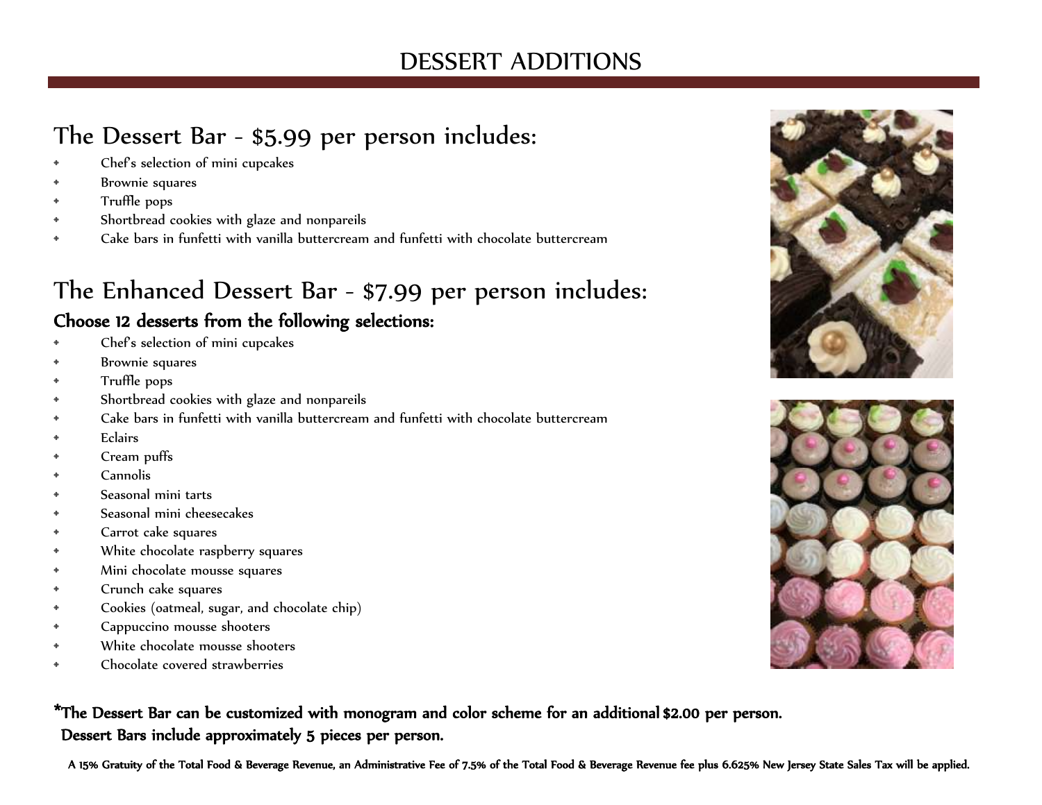# DESSERT ADDITIONS

## The Dessert Bar - $5.99 per person includes:

- Chef's selection of mini cupcakes
- Brownie squares
- Truffle pops
- Shortbread cookies with glaze and nonpareils
- Cake bars in funfetti with vanilla buttercream and funfetti with chocolate buttercream

## The Enhanced Dessert Bar - $7.99 per person includes:

### Choose 12 desserts from the following selections:

- Chef's selection of mini cupcakes
- Brownie squares
- Truffle pops
- Shortbread cookies with glaze and nonpareils
- Cake bars in funfetti with vanilla buttercream and funfetti with chocolate buttercream
- Eclairs
- Cream puffs
- Cannolis
- Seasonal mini tarts
- Seasonal mini cheesecakes
- Carrot cake squares
- White chocolate raspberry squares
- Mini chocolate mousse squares
- Crunch cake squares
- Cookies (oatmeal, sugar, and chocolate chip)
- Cappuccino mousse shooters
- White chocolate mousse shooters
- Chocolate covered strawberries

**\*The Dessert Bar can be customized with monogram and color scheme for an additional $2.00 per person.**
**Dessert Bars include approximately 5 pieces per person.**

**A 15% Gratuity of the Total Food & Beverage Revenue, an Administrative Fee of 7.5% of the Total Food & Beverage Revenue fee plus 6.625% New Jersey State Sales Tax will be applied.**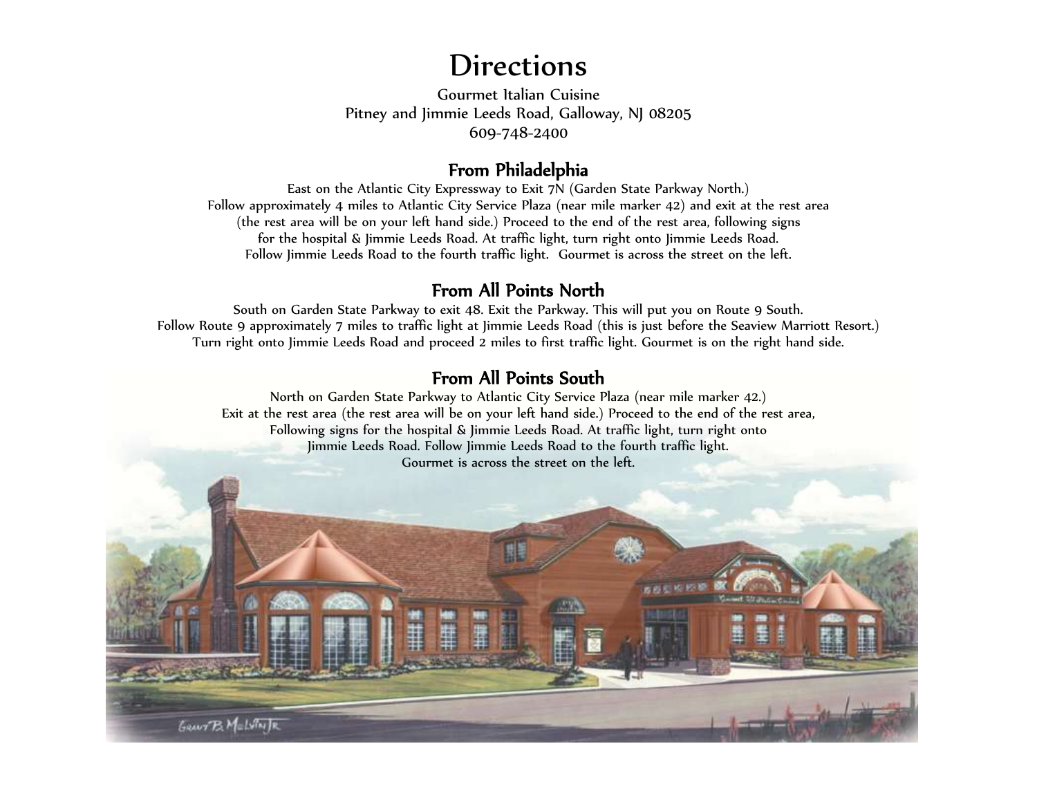# Directions

Gourmet Italian Cuisine
Pitney and Jimmie Leeds Road, Galloway, NJ 08205
609-748-2400

## From Philadelphia

East on the Atlantic City Expressway to Exit 7N (Garden State Parkway North.)
Follow approximately 4 miles to Atlantic City Service Plaza (near mile marker 42) and exit at the rest area (the rest area will be on your left hand side.) Proceed to the end of the rest area, following signs for the hospital & Jimmie Leeds Road. At traffic light, turn right onto Jimmie Leeds Road.
Follow Jimmie Leeds Road to the fourth traffic light. Gourmet is across the street on the left.

## From All Points North

South on Garden State Parkway to exit 48. Exit the Parkway. This will put you on Route 9 South.
Follow Route 9 approximately 7 miles to traffic light at Jimmie Leeds Road (this is just before the Seaview Marriott Resort.)
Turn right onto Jimmie Leeds Road and proceed 2 miles to first traffic light. Gourmet is on the right hand side.

## From All Points South

North on Garden State Parkway to Atlantic City Service Plaza (near mile marker 42.)
Exit at the rest area (the rest area will be on your left hand side.) Proceed to the end of the rest area, Following signs for the hospital & Jimmie Leeds Road. At traffic light, turn right onto Jimmie Leeds Road. Follow Jimmie Leeds Road to the fourth traffic light.
Gourmet is across the street on the left.